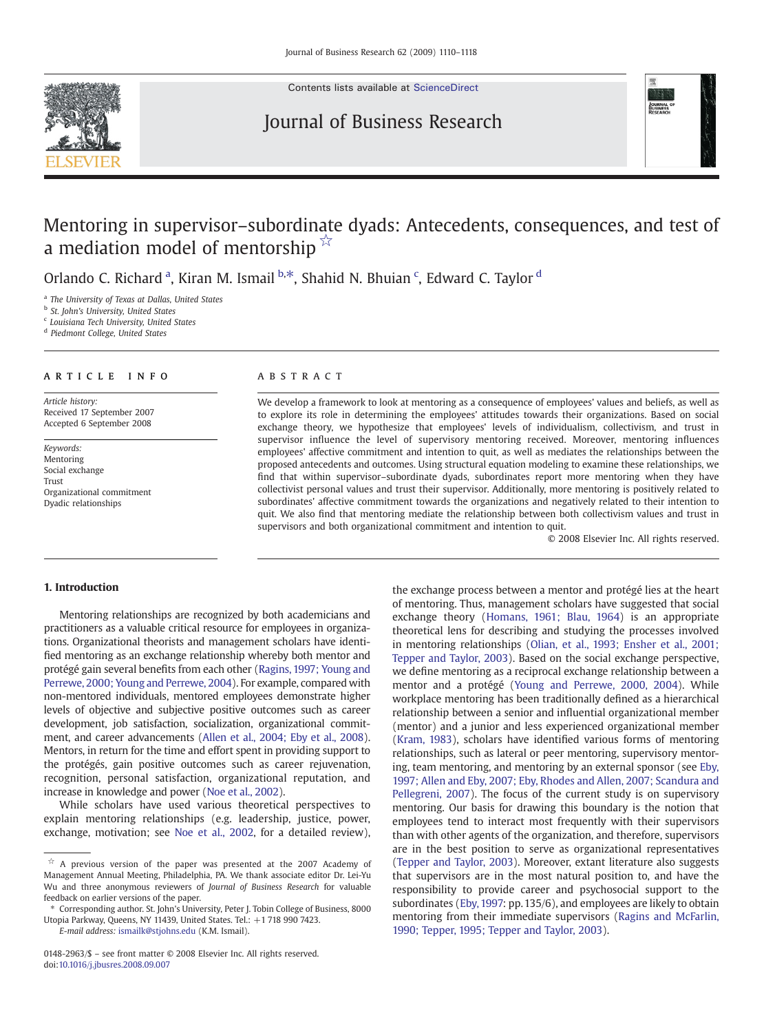# Mentoring in supervisor–subordinate dyads: Antecedents, consequences, and test of a mediation model of mentorship ☆

Orlando C. Richard [a], Kiran M. Ismail [b,*], Shahid N. Bhuian [c], Edward C. Taylor [d]

[a] The University of Texas at Dallas, United States
[b] St. John's University, United States
[c] Louisiana Tech University, United States
[d] Piedmont College, United States

## ARTICLE INFO

*Article history:*
Received 17 September 2007
Accepted 6 September 2008

*Keywords:*
Mentoring
Social exchange
Trust
Organizational commitment
Dyadic relationships

## ABSTRACT

We develop a framework to look at mentoring as a consequence of employees' values and beliefs, as well as to explore its role in determining the employees' attitudes towards their organizations. Based on social exchange theory, we hypothesize that employees' levels of individualism, collectivism, and trust in supervisor influence the level of supervisory mentoring received. Moreover, mentoring influences employees' affective commitment and intention to quit, as well as mediates the relationships between the proposed antecedents and outcomes. Using structural equation modeling to examine these relationships, we find that within supervisor–subordinate dyads, subordinates report more mentoring when they have collectivist personal values and trust their supervisor. Additionally, more mentoring is positively related to subordinates' affective commitment towards the organizations and negatively related to their intention to quit. We also find that mentoring mediate the relationship between both collectivism values and trust in supervisors and both organizational commitment and intention to quit.

© 2008 Elsevier Inc. All rights reserved.

## 1. Introduction

Mentoring relationships are recognized by both academicians and practitioners as a valuable critical resource for employees in organizations. Organizational theorists and management scholars have identified mentoring as an exchange relationship whereby both mentor and protégé gain several benefits from each other (Ragins, 1997; Young and Perrewe, 2000; Young and Perrewe, 2004). For example, compared with non-mentored individuals, mentored employees demonstrate higher levels of objective and subjective positive outcomes such as career development, job satisfaction, socialization, organizational commitment, and career advancements (Allen et al., 2004; Eby et al., 2008). Mentors, in return for the time and effort spent in providing support to the protégés, gain positive outcomes such as career rejuvenation, recognition, personal satisfaction, organizational reputation, and increase in knowledge and power (Noe et al., 2002).

While scholars have used various theoretical perspectives to explain mentoring relationships (e.g. leadership, justice, power, exchange, motivation; see Noe et al., 2002, for a detailed review), the exchange process between a mentor and protégé lies at the heart of mentoring. Thus, management scholars have suggested that social exchange theory (Homans, 1961; Blau, 1964) is an appropriate theoretical lens for describing and studying the processes involved in mentoring relationships (Olian, et al., 1993; Ensher et al., 2001; Tepper and Taylor, 2003). Based on the social exchange perspective, we define mentoring as a reciprocal exchange relationship between a mentor and a protégé (Young and Perrewe, 2000, 2004). While workplace mentoring has been traditionally defined as a hierarchical relationship between a senior and influential organizational member (mentor) and a junior and less experienced organizational member (Kram, 1983), scholars have identified various forms of mentoring relationships, such as lateral or peer mentoring, supervisory mentoring, team mentoring, and mentoring by an external sponsor (see Eby, 1997; Allen and Eby, 2007; Eby, Rhodes and Allen, 2007; Scandura and Pellegreni, 2007). The focus of the current study is on supervisory mentoring. Our basis for drawing this boundary is the notion that employees tend to interact most frequently with their supervisors than with other agents of the organization, and therefore, supervisors are in the best position to serve as organizational representatives (Tepper and Taylor, 2003). Moreover, extant literature also suggests that supervisors are in the most natural position to, and have the responsibility to provide career and psychosocial support to the subordinates (Eby, 1997: pp. 135/6), and employees are likely to obtain mentoring from their immediate supervisors (Ragins and McFarlin, 1990; Tepper, 1995; Tepper and Taylor, 2003).

☆ A previous version of the paper was presented at the 2007 Academy of Management Annual Meeting, Philadelphia, PA. We thank associate editor Dr. Lei-Yu Wu and three anonymous reviewers of *Journal of Business Research* for valuable feedback on earlier versions of the paper.

\* Corresponding author. St. John's University, Peter J. Tobin College of Business, 8000 Utopia Parkway, Queens, NY 11439, United States. Tel.: +1 718 990 7423.
*E-mail address:* ismailk@stjohns.edu (K.M. Ismail).

0148-2963/$ – see front matter © 2008 Elsevier Inc. All rights reserved.
doi:10.1016/j.jbusres.2008.09.007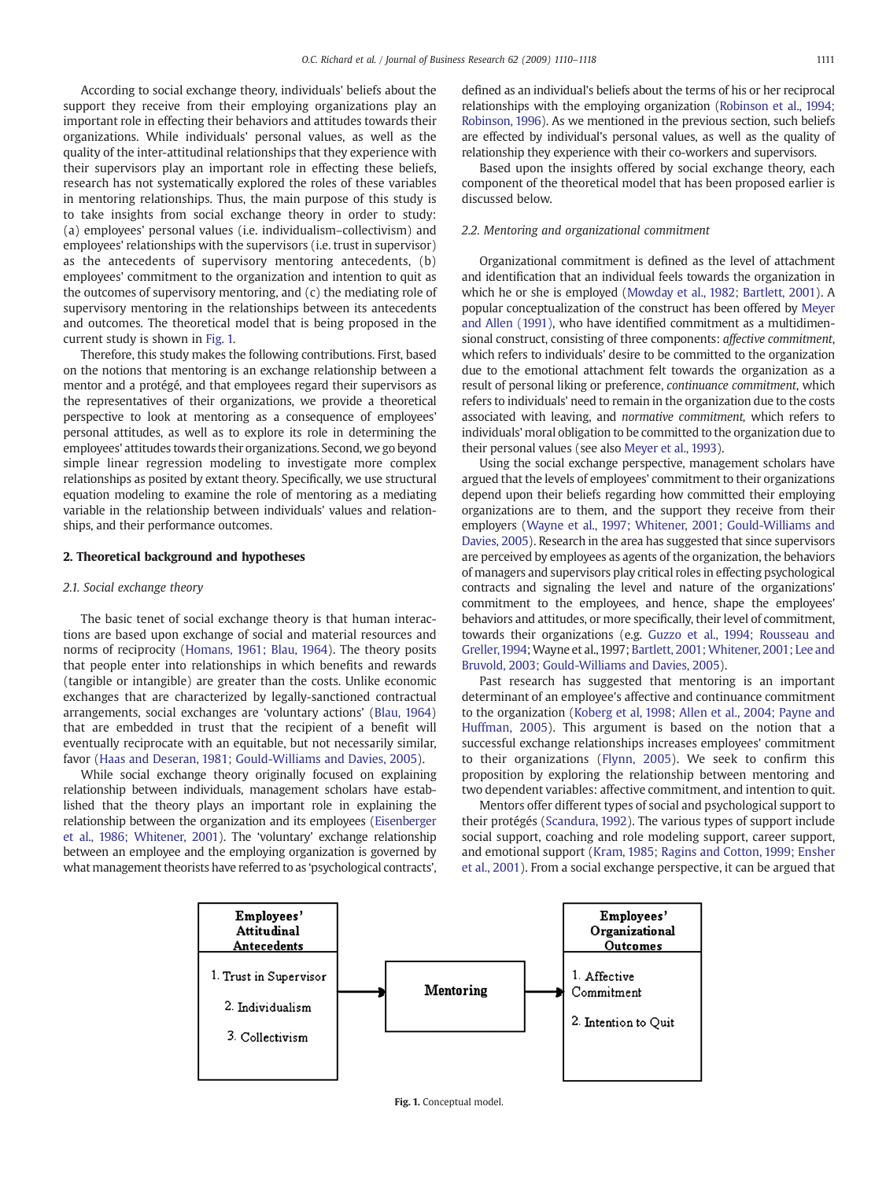According to social exchange theory, individuals' beliefs about the support they receive from their employing organizations play an important role in effecting their behaviors and attitudes towards their organizations. While individuals' personal values, as well as the quality of the inter-attitudinal relationships that they experience with their supervisors play an important role in effecting these beliefs, research has not systematically explored the roles of these variables in mentoring relationships. Thus, the main purpose of this study is to take insights from social exchange theory in order to study: (a) employees' personal values (i.e. individualism–collectivism) and employees' relationships with the supervisors (i.e. trust in supervisor) as the antecedents of supervisory mentoring antecedents, (b) employees' commitment to the organization and intention to quit as the outcomes of supervisory mentoring, and (c) the mediating role of supervisory mentoring in the relationships between its antecedents and outcomes. The theoretical model that is being proposed in the current study is shown in Fig. 1.

Therefore, this study makes the following contributions. First, based on the notions that mentoring is an exchange relationship between a mentor and a protégé, and that employees regard their supervisors as the representatives of their organizations, we provide a theoretical perspective to look at mentoring as a consequence of employees' personal attitudes, as well as to explore its role in determining the employees' attitudes towards their organizations. Second, we go beyond simple linear regression modeling to investigate more complex relationships as posited by extant theory. Specifically, we use structural equation modeling to examine the role of mentoring as a mediating variable in the relationship between individuals' values and relationships, and their performance outcomes.

## 2. Theoretical background and hypotheses

### 2.1. Social exchange theory

The basic tenet of social exchange theory is that human interactions are based upon exchange of social and material resources and norms of reciprocity (Homans, 1961; Blau, 1964). The theory posits that people enter into relationships in which benefits and rewards (tangible or intangible) are greater than the costs. Unlike economic exchanges that are characterized by legally-sanctioned contractual arrangements, social exchanges are 'voluntary actions' (Blau, 1964) that are embedded in trust that the recipient of a benefit will eventually reciprocate with an equitable, but not necessarily similar, favor (Haas and Deseran, 1981; Gould-Williams and Davies, 2005).

While social exchange theory originally focused on explaining relationship between individuals, management scholars have established that the theory plays an important role in explaining the relationship between the organization and its employees (Eisenberger et al., 1986; Whitener, 2001). The 'voluntary' exchange relationship between an employee and the employing organization is governed by what management theorists have referred to as 'psychological contracts', defined as an individual's beliefs about the terms of his or her reciprocal relationships with the employing organization (Robinson et al., 1994; Robinson, 1996). As we mentioned in the previous section, such beliefs are effected by individual's personal values, as well as the quality of relationship they experience with their co-workers and supervisors.

Based upon the insights offered by social exchange theory, each component of the theoretical model that has been proposed earlier is discussed below.

### 2.2. Mentoring and organizational commitment

Organizational commitment is defined as the level of attachment and identification that an individual feels towards the organization in which he or she is employed (Mowday et al., 1982; Bartlett, 2001). A popular conceptualization of the construct has been offered by Meyer and Allen (1991), who have identified commitment as a multidimensional construct, consisting of three components: *affective commitment*, which refers to individuals' desire to be committed to the organization due to the emotional attachment felt towards the organization as a result of personal liking or preference, *continuance commitment*, which refers to individuals' need to remain in the organization due to the costs associated with leaving, and *normative commitment*, which refers to individuals' moral obligation to be committed to the organization due to their personal values (see also Meyer et al., 1993).

Using the social exchange perspective, management scholars have argued that the levels of employees' commitment to their organizations depend upon their beliefs regarding how committed their employing organizations are to them, and the support they receive from their employers (Wayne et al., 1997; Whitener, 2001; Gould-Williams and Davies, 2005). Research in the area has suggested that since supervisors are perceived by employees as agents of the organization, the behaviors of managers and supervisors play critical roles in effecting psychological contracts and signaling the level and nature of the organizations' commitment to the employees, and hence, shape the employees' behaviors and attitudes, or more specifically, their level of commitment, towards their organizations (e.g. Guzzo et al., 1994; Rousseau and Greller, 1994; Wayne et al., 1997; Bartlett, 2001; Whitener, 2001; Lee and Bruvold, 2003; Gould-Williams and Davies, 2005).

Past research has suggested that mentoring is an important determinant of an employee's affective and continuance commitment to the organization (Koberg et al, 1998; Allen et al., 2004; Payne and Huffman, 2005). This argument is based on the notion that a successful exchange relationships increases employees' commitment to their organizations (Flynn, 2005). We seek to confirm this proposition by exploring the relationship between mentoring and two dependent variables: affective commitment, and intention to quit.

Mentors offer different types of social and psychological support to their protégés (Scandura, 1992). The various types of support include social support, coaching and role modeling support, career support, and emotional support (Kram, 1985; Ragins and Cotton, 1999; Ensher et al., 2001). From a social exchange perspective, it can be argued that

| Employees' Attitudinal Antecedents | | Mentoring | | Employees' Organizational Outcomes |
|---|---|---|---|---|
| 1. Trust in Supervisor<br>2. Individualism<br>3. Collectivism | → | Mentoring | → | 1. Affective Commitment<br>2. Intention to Quit |

**Fig. 1.** Conceptual model.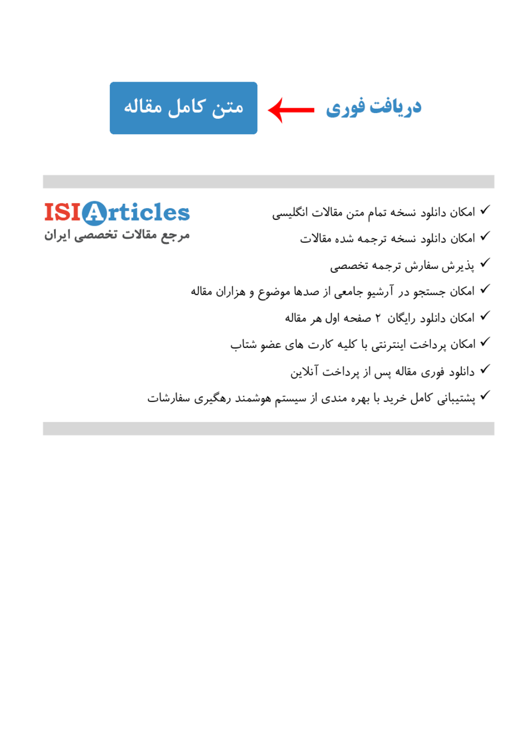دریافت فوری ← **متن کامل مقاله**

**ISIArticles**
مرجع مقالات تخصصی ایران

- ✓ امکان دانلود نسخه تمام متن مقالات انگلیسی
- ✓ امکان دانلود نسخه ترجمه شده مقالات
- ✓ پذیرش سفارش ترجمه تخصصی
- ✓ امکان جستجو در آرشیو جامعی از صدها موضوع و هزاران مقاله
- ✓ امکان دانلود رایگان ۲ صفحه اول هر مقاله
- ✓ امکان پرداخت اینترنتی با کلیه کارت های عضو شتاب
- ✓ دانلود فوری مقاله پس از پرداخت آنلاین
- ✓ پشتیبانی کامل خرید با بهره مندی از سیستم هوشمند رهگیری سفارشات